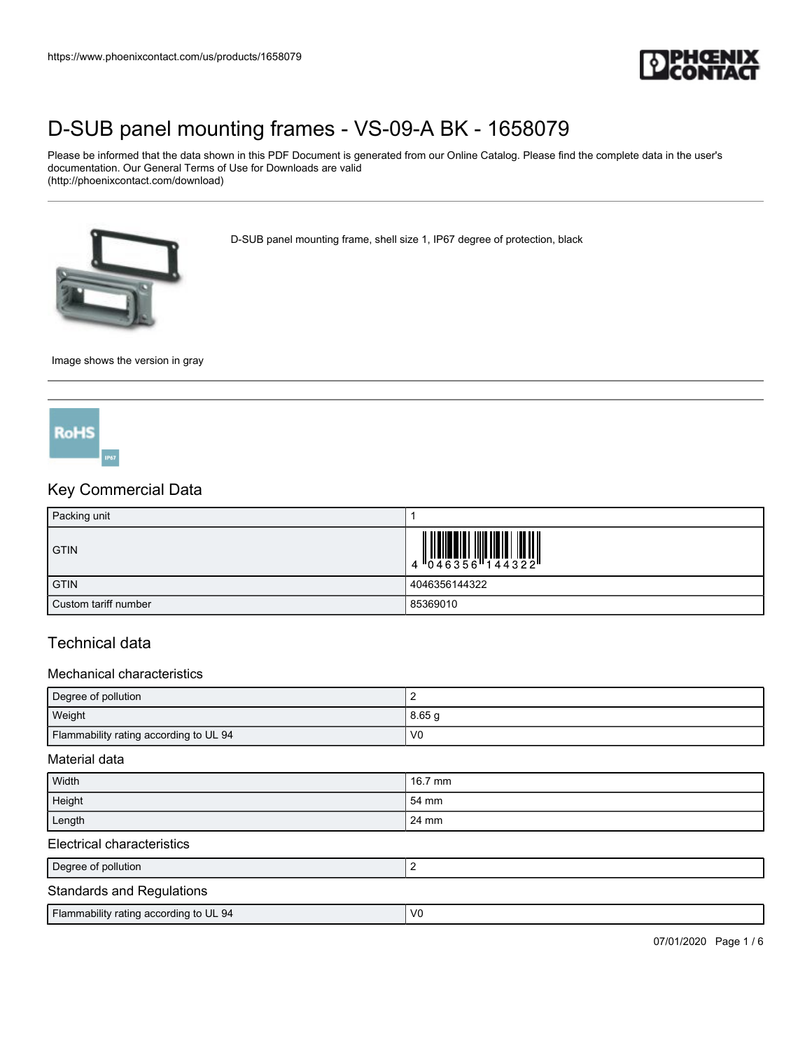# D-SUB panel mounting frames - VS-09-A BK - 1658079

Please be informed that the data shown in this PDF Document is generated from our Online Catalog. Please find the complete data in the user's documentation. Our General Terms of Use for Downloads are valid (http://phoenixcontact.com/download)

D-SUB panel mounting frame, shell size 1, IP67 degree of protection, black

Image shows the version in gray

## Key Commercial Data

| | |
|---|---|
| Packing unit | 1 |
| GTIN | 4 046356 144322 |
| GTIN | 4046356144322 |
| Custom tariff number | 85369010 |

## Technical data

### Mechanical characteristics

| | |
|---|---|
| Degree of pollution | 2 |
| Weight | 8.65 g |
| Flammability rating according to UL 94 | V0 |

### Material data

| | |
|---|---|
| Width | 16.7 mm |
| Height | 54 mm |
| Length | 24 mm |

### Electrical characteristics

| | |
|---|---|
| Degree of pollution | 2 |

### Standards and Regulations

| | |
|---|---|
| Flammability rating according to UL 94 | V0 |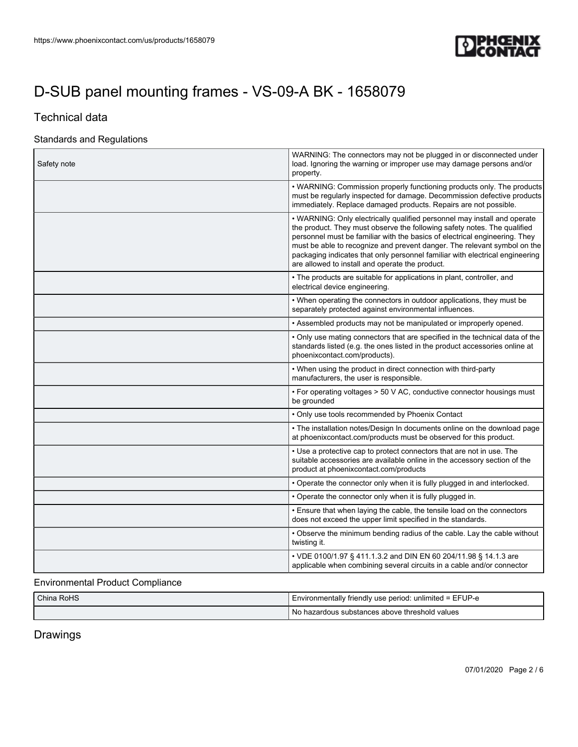# D-SUB panel mounting frames - VS-09-A BK - 1658079

## Technical data

### Standards and Regulations

| | |
|---|---|
| Safety note | WARNING: The connectors may not be plugged in or disconnected under load. Ignoring the warning or improper use may damage persons and/or property. |
| | • WARNING: Commission properly functioning products only. The products must be regularly inspected for damage. Decommission defective products immediately. Replace damaged products. Repairs are not possible. |
| | • WARNING: Only electrically qualified personnel may install and operate the product. They must observe the following safety notes. The qualified personnel must be familiar with the basics of electrical engineering. They must be able to recognize and prevent danger. The relevant symbol on the packaging indicates that only personnel familiar with electrical engineering are allowed to install and operate the product. |
| | • The products are suitable for applications in plant, controller, and electrical device engineering. |
| | • When operating the connectors in outdoor applications, they must be separately protected against environmental influences. |
| | • Assembled products may not be manipulated or improperly opened. |
| | • Only use mating connectors that are specified in the technical data of the standards listed (e.g. the ones listed in the product accessories online at phoenixcontact.com/products). |
| | • When using the product in direct connection with third-party manufacturers, the user is responsible. |
| | • For operating voltages > 50 V AC, conductive connector housings must be grounded |
| | • Only use tools recommended by Phoenix Contact |
| | • The installation notes/Design In documents online on the download page at phoenixcontact.com/products must be observed for this product. |
| | • Use a protective cap to protect connectors that are not in use. The suitable accessories are available online in the accessory section of the product at phoenixcontact.com/products |
| | • Operate the connector only when it is fully plugged in and interlocked. |
| | • Operate the connector only when it is fully plugged in. |
| | • Ensure that when laying the cable, the tensile load on the connectors does not exceed the upper limit specified in the standards. |
| | • Observe the minimum bending radius of the cable. Lay the cable without twisting it. |
| | • VDE 0100/1.97 § 411.1.3.2 and DIN EN 60 204/11.98 § 14.1.3 are applicable when combining several circuits in a cable and/or connector |

### Environmental Product Compliance

| | |
|---|---|
| China RoHS | Environmentally friendly use period: unlimited = EFUP-e |
| | No hazardous substances above threshold values |

## Drawings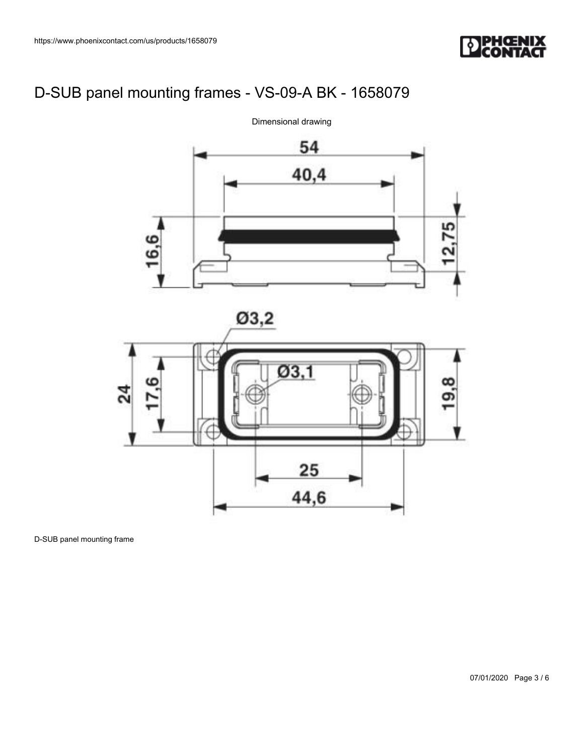# D-SUB panel mounting frames - VS-09-A BK - 1658079

Dimensional drawing

D-SUB panel mounting frame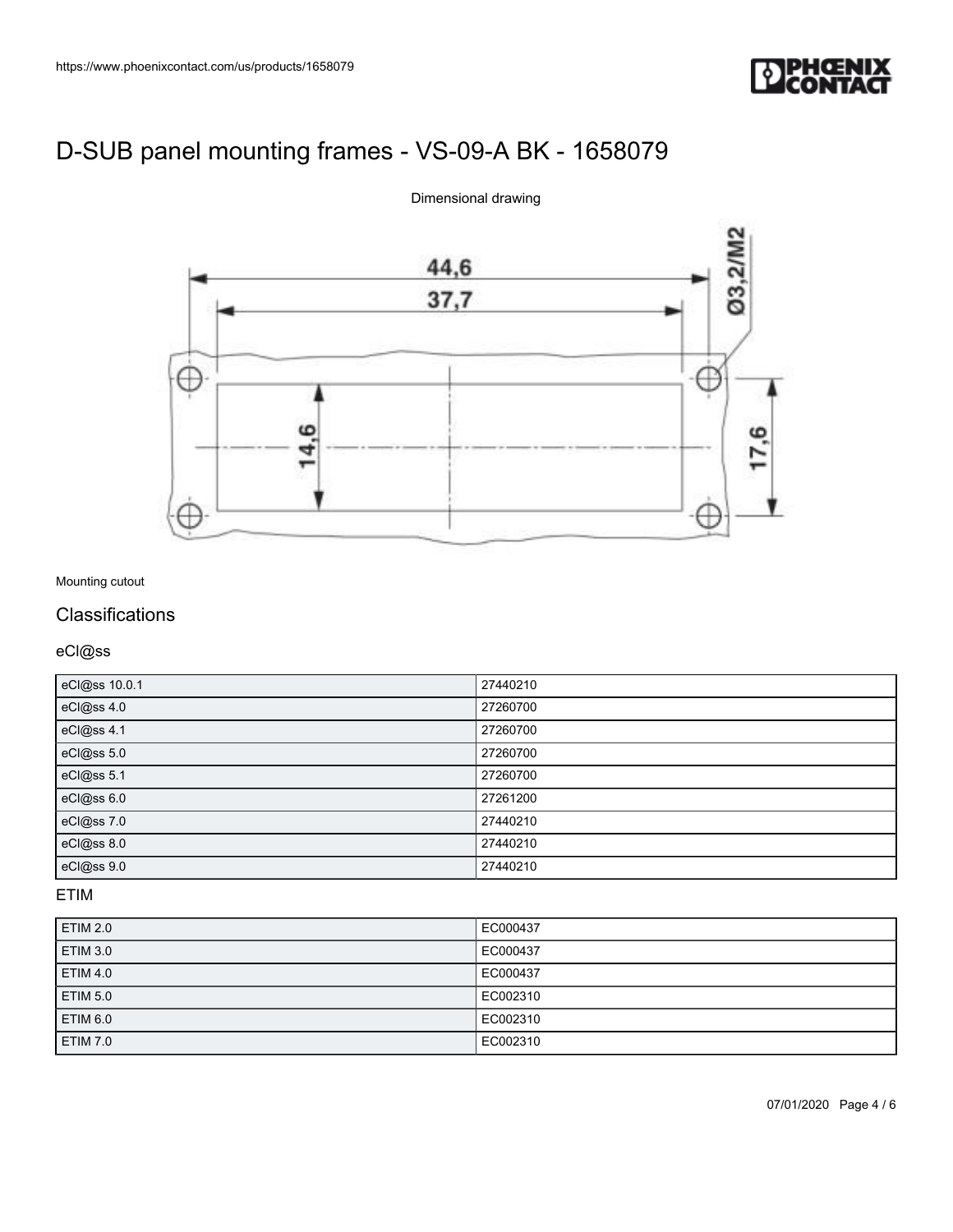# D-SUB panel mounting frames - VS-09-A BK - 1658079

Dimensional drawing

Mounting cutout

## Classifications

### eCl@ss

| eCl@ss 10.0.1 | 27440210 |
|---|---|
| eCl@ss 4.0 | 27260700 |
| eCl@ss 4.1 | 27260700 |
| eCl@ss 5.0 | 27260700 |
| eCl@ss 5.1 | 27260700 |
| eCl@ss 6.0 | 27261200 |
| eCl@ss 7.0 | 27440210 |
| eCl@ss 8.0 | 27440210 |
| eCl@ss 9.0 | 27440210 |

### ETIM

| ETIM 2.0 | EC000437 |
|---|---|
| ETIM 3.0 | EC000437 |
| ETIM 4.0 | EC000437 |
| ETIM 5.0 | EC002310 |
| ETIM 6.0 | EC002310 |
| ETIM 7.0 | EC002310 |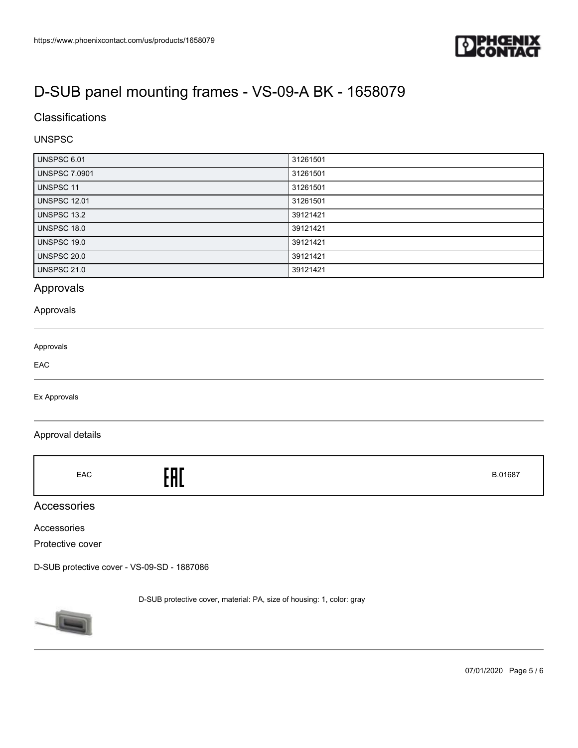# D-SUB panel mounting frames - VS-09-A BK - 1658079

## Classifications

### UNSPSC

| | |
|---|---|
| UNSPSC 6.01 | 31261501 |
| UNSPSC 7.0901 | 31261501 |
| UNSPSC 11 | 31261501 |
| UNSPSC 12.01 | 31261501 |
| UNSPSC 13.2 | 39121421 |
| UNSPSC 18.0 | 39121421 |
| UNSPSC 19.0 | 39121421 |
| UNSPSC 20.0 | 39121421 |
| UNSPSC 21.0 | 39121421 |

## Approvals

### Approvals

Approvals

EAC

Ex Approvals

### Approval details

| | | |
|---|---|---|
| EAC | EAC | B.01687 |

## Accessories

### Accessories

Protective cover

D-SUB protective cover - VS-09-SD - 1887086

D-SUB protective cover, material: PA, size of housing: 1, color: gray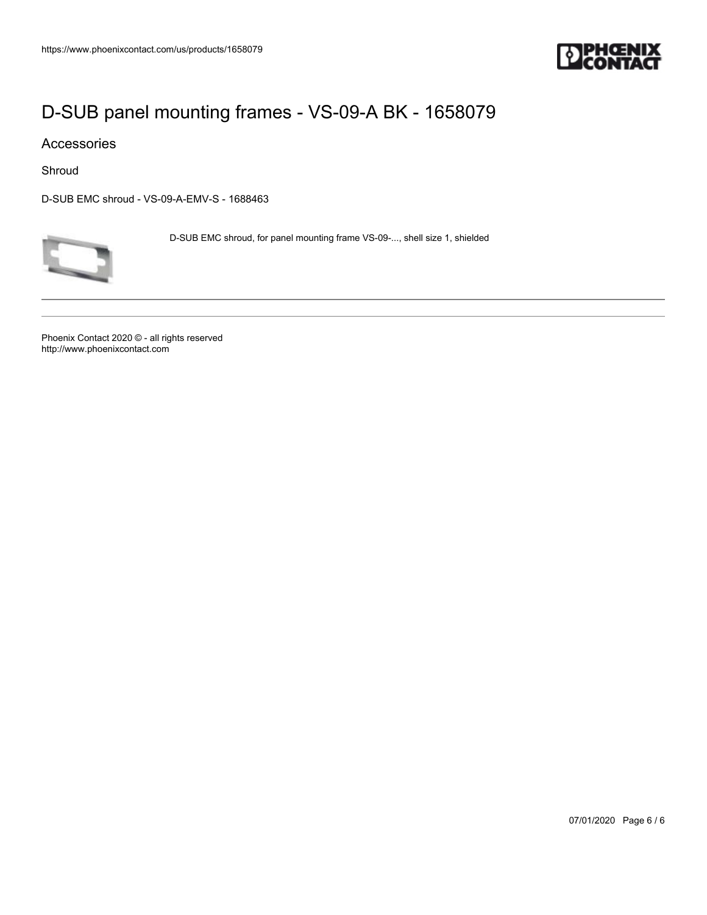# D-SUB panel mounting frames - VS-09-A BK - 1658079

## Accessories

### Shroud

D-SUB EMC shroud - VS-09-A-EMV-S - 1688463

D-SUB EMC shroud, for panel mounting frame VS-09-..., shell size 1, shielded

---

Phoenix Contact 2020 © - all rights reserved
http://www.phoenixcontact.com